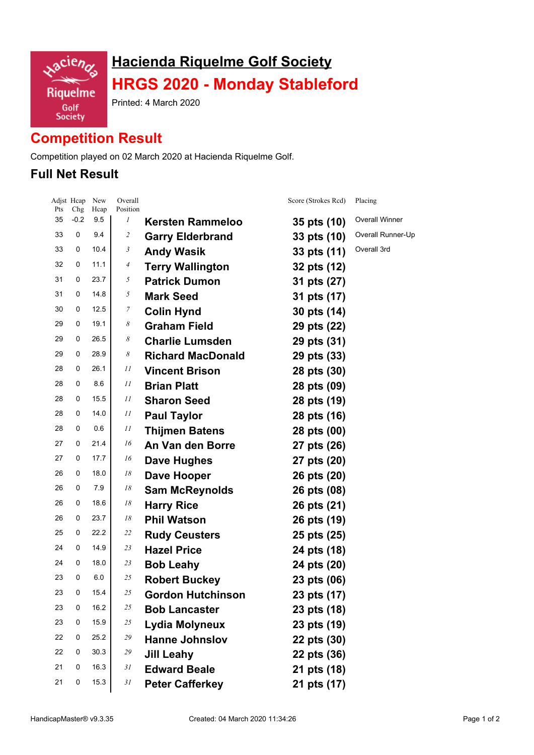# Hacienda Riquelme Golf Society

# HRGS 2020 - Monday Stableford

Printed: 4 March 2020

## Competition Result

Competition played on 02 March 2020 at Hacienda Riquelme Golf.

### Full Net Result

| Adjst Pts | Hcap Chg | New Hcap | Overall Position | | Score (Strokes Rcd) | Placing |
|---|---|---|---|---|---|---|
| 35 | -0.2 | 9.5 | 1 | **Kersten Rammeloo** | **35 pts (10)** | Overall Winner |
| 33 | 0 | 9.4 | 2 | **Garry Elderbrand** | **33 pts (10)** | Overall Runner-Up |
| 33 | 0 | 10.4 | 3 | **Andy Wasik** | **33 pts (11)** | Overall 3rd |
| 32 | 0 | 11.1 | 4 | **Terry Wallington** | **32 pts (12)** | |
| 31 | 0 | 23.7 | 5 | **Patrick Dumon** | **31 pts (27)** | |
| 31 | 0 | 14.8 | 5 | **Mark Seed** | **31 pts (17)** | |
| 30 | 0 | 12.5 | 7 | **Colin Hynd** | **30 pts (14)** | |
| 29 | 0 | 19.1 | 8 | **Graham Field** | **29 pts (22)** | |
| 29 | 0 | 26.5 | 8 | **Charlie Lumsden** | **29 pts (31)** | |
| 29 | 0 | 28.9 | 8 | **Richard MacDonald** | **29 pts (33)** | |
| 28 | 0 | 26.1 | 11 | **Vincent Brison** | **28 pts (30)** | |
| 28 | 0 | 8.6 | 11 | **Brian Platt** | **28 pts (09)** | |
| 28 | 0 | 15.5 | 11 | **Sharon Seed** | **28 pts (19)** | |
| 28 | 0 | 14.0 | 11 | **Paul Taylor** | **28 pts (16)** | |
| 28 | 0 | 0.6 | 11 | **Thijmen Batens** | **28 pts (00)** | |
| 27 | 0 | 21.4 | 16 | **An Van den Borre** | **27 pts (26)** | |
| 27 | 0 | 17.7 | 16 | **Dave Hughes** | **27 pts (20)** | |
| 26 | 0 | 18.0 | 18 | **Dave Hooper** | **26 pts (20)** | |
| 26 | 0 | 7.9 | 18 | **Sam McReynolds** | **26 pts (08)** | |
| 26 | 0 | 18.6 | 18 | **Harry Rice** | **26 pts (21)** | |
| 26 | 0 | 23.7 | 18 | **Phil Watson** | **26 pts (19)** | |
| 25 | 0 | 22.2 | 22 | **Rudy Ceusters** | **25 pts (25)** | |
| 24 | 0 | 14.9 | 23 | **Hazel Price** | **24 pts (18)** | |
| 24 | 0 | 18.0 | 23 | **Bob Leahy** | **24 pts (20)** | |
| 23 | 0 | 6.0 | 25 | **Robert Buckey** | **23 pts (06)** | |
| 23 | 0 | 15.4 | 25 | **Gordon Hutchinson** | **23 pts (17)** | |
| 23 | 0 | 16.2 | 25 | **Bob Lancaster** | **23 pts (18)** | |
| 23 | 0 | 15.9 | 25 | **Lydia Molyneux** | **23 pts (19)** | |
| 22 | 0 | 25.2 | 29 | **Hanne Johnslov** | **22 pts (30)** | |
| 22 | 0 | 30.3 | 29 | **Jill Leahy** | **22 pts (36)** | |
| 21 | 0 | 16.3 | 31 | **Edward Beale** | **21 pts (18)** | |
| 21 | 0 | 15.3 | 31 | **Peter Cafferkey** | **21 pts (17)** | |

HandicapMaster® v9.3.35 Created: 04 March 2020 11:34:26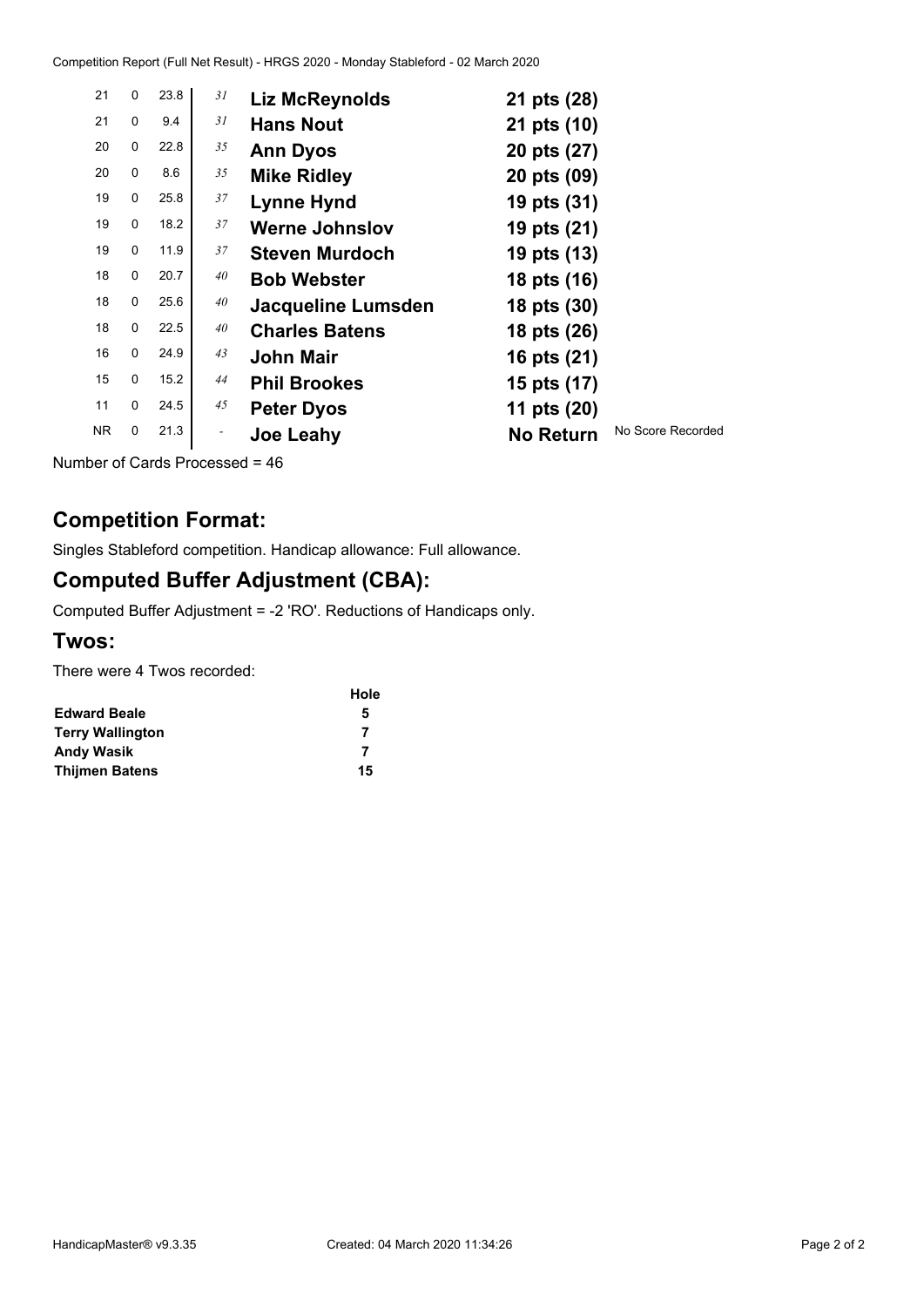| | | | | | | |
|---|---|---|---|---|---|---|
| 21 | 0 | 23.8 | 31 | **Liz McReynolds** | **21 pts (28)** | |
| 21 | 0 | 9.4 | 31 | **Hans Nout** | **21 pts (10)** | |
| 20 | 0 | 22.8 | 35 | **Ann Dyos** | **20 pts (27)** | |
| 20 | 0 | 8.6 | 35 | **Mike Ridley** | **20 pts (09)** | |
| 19 | 0 | 25.8 | 37 | **Lynne Hynd** | **19 pts (31)** | |
| 19 | 0 | 18.2 | 37 | **Werne Johnslov** | **19 pts (21)** | |
| 19 | 0 | 11.9 | 37 | **Steven Murdoch** | **19 pts (13)** | |
| 18 | 0 | 20.7 | 40 | **Bob Webster** | **18 pts (16)** | |
| 18 | 0 | 25.6 | 40 | **Jacqueline Lumsden** | **18 pts (30)** | |
| 18 | 0 | 22.5 | 40 | **Charles Batens** | **18 pts (26)** | |
| 16 | 0 | 24.9 | 43 | **John Mair** | **16 pts (21)** | |
| 15 | 0 | 15.2 | 44 | **Phil Brookes** | **15 pts (17)** | |
| 11 | 0 | 24.5 | 45 | **Peter Dyos** | **11 pts (20)** | |
| NR | 0 | 21.3 | - | **Joe Leahy** | **No Return** | No Score Recorded |

Number of Cards Processed = 46

## Competition Format:

Singles Stableford competition. Handicap allowance: Full allowance.

## Computed Buffer Adjustment (CBA):

Computed Buffer Adjustment = -2 'RO'. Reductions of Handicaps only.

## Twos:

There were 4 Twos recorded:

| | Hole |
|---|---|
| **Edward Beale** | **5** |
| **Terry Wallington** | **7** |
| **Andy Wasik** | **7** |
| **Thijmen Batens** | **15** |